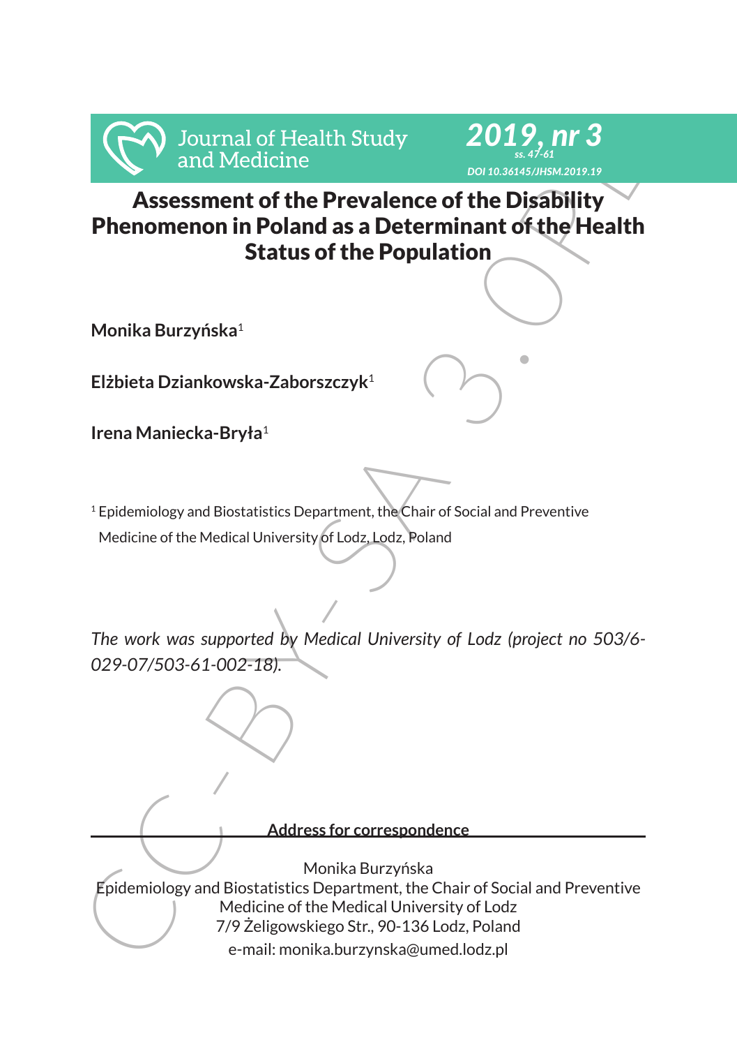# Assessment of the Prevalence of the Disability Phenomenon in Poland as a Determinant of the Health Status of the Population

**Monika Burzyńska**[1]

**Elżbieta Dziankowska-Zaborszczyk**[1]

**Irena Maniecka-Bryła**[1]

[1] Epidemiology and Biostatistics Department, the Chair of Social and Preventive Medicine of the Medical University of Lodz, Lodz, Poland

*The work was supported by Medical University of Lodz (project no 503/6-029-07/503-61-002-18).*

**Address for correspondence**

Monika Burzyńska
Epidemiology and Biostatistics Department, the Chair of Social and Preventive Medicine of the Medical University of Lodz
7/9 Żeligowskiego Str., 90-136 Lodz, Poland
e-mail: monika.burzynska@umed.lodz.pl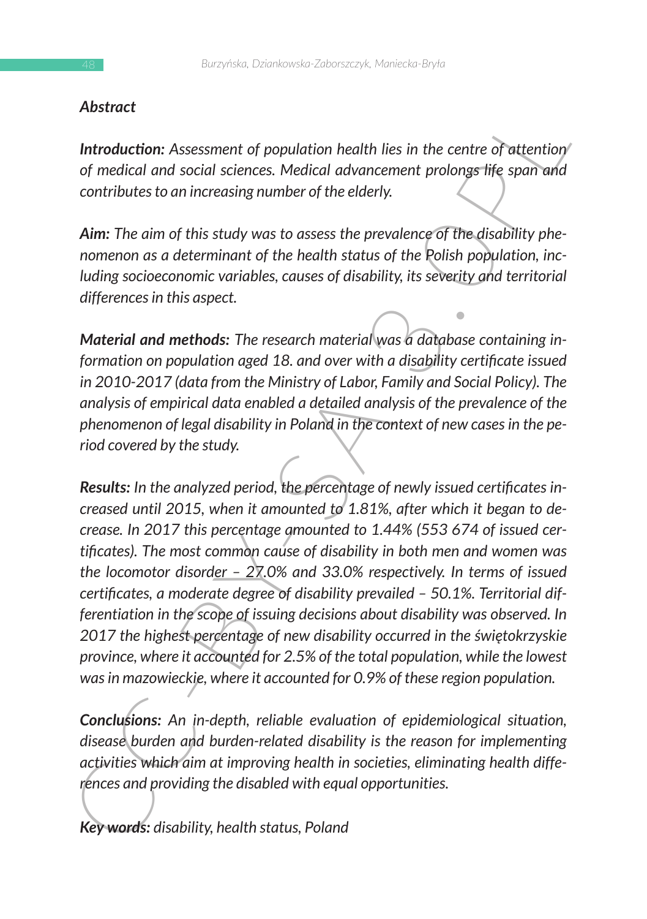### *Abstract*

***Introduction:*** *Assessment of population health lies in the centre of attention of medical and social sciences. Medical advancement prolongs life span and contributes to an increasing number of the elderly.*

***Aim:*** *The aim of this study was to assess the prevalence of the disability phenomenon as a determinant of the health status of the Polish population, including socioeconomic variables, causes of disability, its severity and territorial differences in this aspect.*

***Material and methods:*** *The research material was a database containing information on population aged 18. and over with a disability certificate issued in 2010-2017 (data from the Ministry of Labor, Family and Social Policy). The analysis of empirical data enabled a detailed analysis of the prevalence of the phenomenon of legal disability in Poland in the context of new cases in the period covered by the study.*

***Results:*** *In the analyzed period, the percentage of newly issued certificates increased until 2015, when it amounted to 1.81%, after which it began to decrease. In 2017 this percentage amounted to 1.44% (553 674 of issued certificates). The most common cause of disability in both men and women was the locomotor disorder – 27.0% and 33.0% respectively. In terms of issued certificates, a moderate degree of disability prevailed – 50.1%. Territorial differentiation in the scope of issuing decisions about disability was observed. In 2017 the highest percentage of new disability occurred in the świętokrzyskie province, where it accounted for 2.5% of the total population, while the lowest was in mazowieckie, where it accounted for 0.9% of these region population.*

***Conclusions:*** *An in-depth, reliable evaluation of epidemiological situation, disease burden and burden-related disability is the reason for implementing activities which aim at improving health in societies, eliminating health differences and providing the disabled with equal opportunities.*

***Key words:*** *disability, health status, Poland*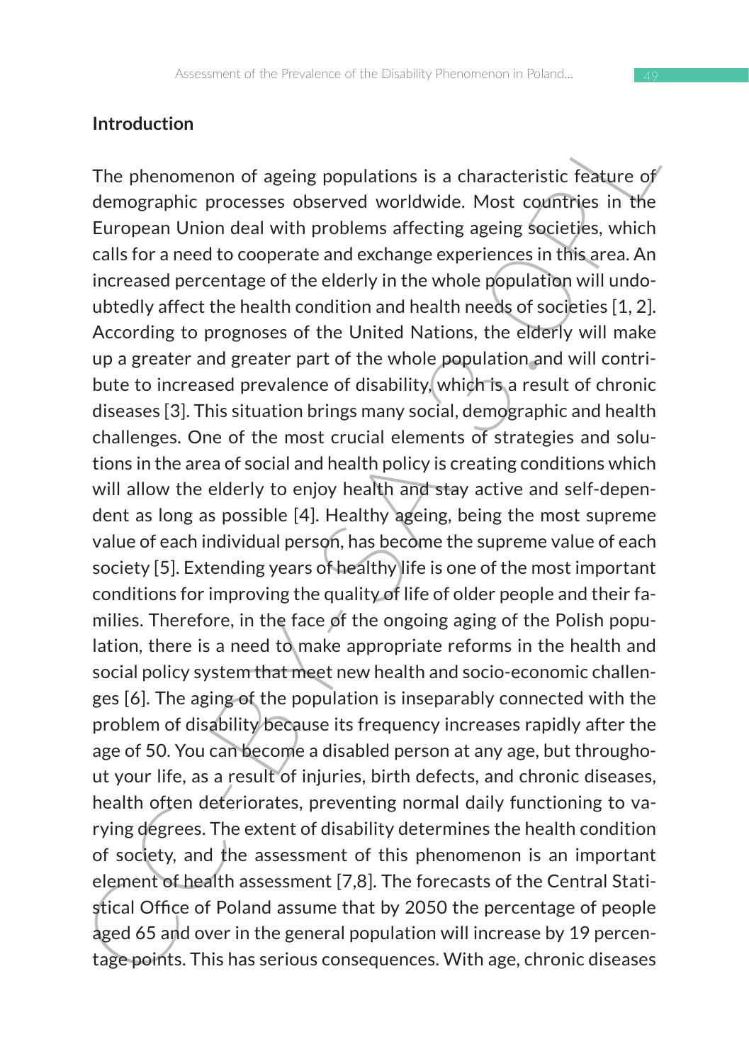## Introduction

The phenomenon of ageing populations is a characteristic feature of demographic processes observed worldwide. Most countries in the European Union deal with problems affecting ageing societies, which calls for a need to cooperate and exchange experiences in this area. An increased percentage of the elderly in the whole population will undoubtedly affect the health condition and health needs of societies [1, 2]. According to prognoses of the United Nations, the elderly will make up a greater and greater part of the whole population and will contribute to increased prevalence of disability, which is a result of chronic diseases [3]. This situation brings many social, demographic and health challenges. One of the most crucial elements of strategies and solutions in the area of social and health policy is creating conditions which will allow the elderly to enjoy health and stay active and self-dependent as long as possible [4]. Healthy ageing, being the most supreme value of each individual person, has become the supreme value of each society [5]. Extending years of healthy life is one of the most important conditions for improving the quality of life of older people and their families. Therefore, in the face of the ongoing aging of the Polish population, there is a need to make appropriate reforms in the health and social policy system that meet new health and socio-economic challenges [6]. The aging of the population is inseparably connected with the problem of disability because its frequency increases rapidly after the age of 50. You can become a disabled person at any age, but throughout your life, as a result of injuries, birth defects, and chronic diseases, health often deteriorates, preventing normal daily functioning to varying degrees. The extent of disability determines the health condition of society, and the assessment of this phenomenon is an important element of health assessment [7,8]. The forecasts of the Central Statistical Office of Poland assume that by 2050 the percentage of people aged 65 and over in the general population will increase by 19 percentage points. This has serious consequences. With age, chronic diseases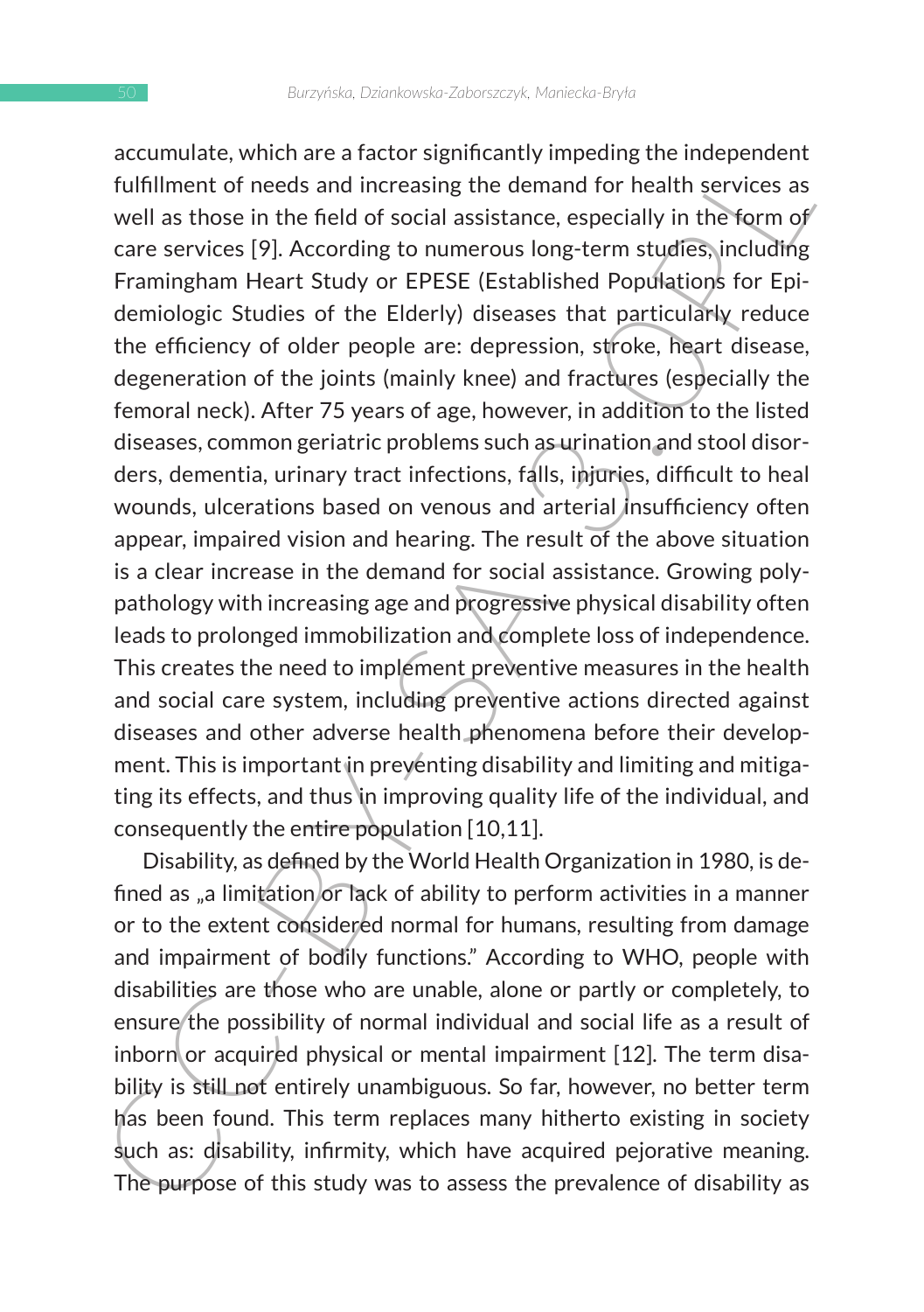accumulate, which are a factor significantly impeding the independent fulfillment of needs and increasing the demand for health services as well as those in the field of social assistance, especially in the form of care services [9]. According to numerous long-term studies, including Framingham Heart Study or EPESE (Established Populations for Epidemiologic Studies of the Elderly) diseases that particularly reduce the efficiency of older people are: depression, stroke, heart disease, degeneration of the joints (mainly knee) and fractures (especially the femoral neck). After 75 years of age, however, in addition to the listed diseases, common geriatric problems such as urination and stool disorders, dementia, urinary tract infections, falls, injuries, difficult to heal wounds, ulcerations based on venous and arterial insufficiency often appear, impaired vision and hearing. The result of the above situation is a clear increase in the demand for social assistance. Growing polypathology with increasing age and progressive physical disability often leads to prolonged immobilization and complete loss of independence. This creates the need to implement preventive measures in the health and social care system, including preventive actions directed against diseases and other adverse health phenomena before their development. This is important in preventing disability and limiting and mitigating its effects, and thus in improving quality life of the individual, and consequently the entire population [10,11].

Disability, as defined by the World Health Organization in 1980, is defined as „a limitation or lack of ability to perform activities in a manner or to the extent considered normal for humans, resulting from damage and impairment of bodily functions." According to WHO, people with disabilities are those who are unable, alone or partly or completely, to ensure the possibility of normal individual and social life as a result of inborn or acquired physical or mental impairment [12]. The term disability is still not entirely unambiguous. So far, however, no better term has been found. This term replaces many hitherto existing in society such as: disability, infirmity, which have acquired pejorative meaning. The purpose of this study was to assess the prevalence of disability as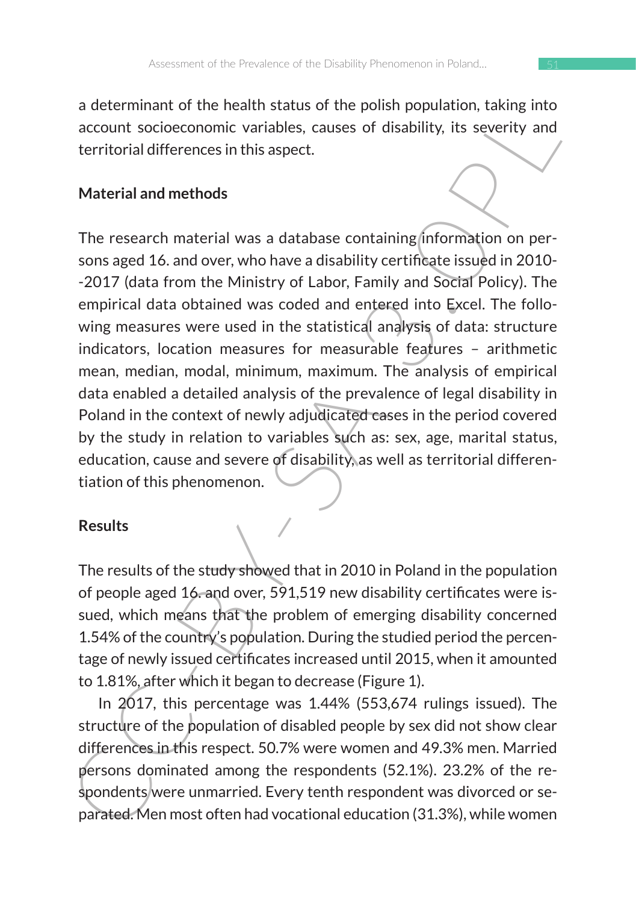a determinant of the health status of the polish population, taking into account socioeconomic variables, causes of disability, its severity and territorial differences in this aspect.

## Material and methods

The research material was a database containing information on persons aged 16. and over, who have a disability certificate issued in 2010--2017 (data from the Ministry of Labor, Family and Social Policy). The empirical data obtained was coded and entered into Excel. The following measures were used in the statistical analysis of data: structure indicators, location measures for measurable features – arithmetic mean, median, modal, minimum, maximum. The analysis of empirical data enabled a detailed analysis of the prevalence of legal disability in Poland in the context of newly adjudicated cases in the period covered by the study in relation to variables such as: sex, age, marital status, education, cause and severe of disability, as well as territorial differentiation of this phenomenon.

## Results

The results of the study showed that in 2010 in Poland in the population of people aged 16. and over, 591,519 new disability certificates were issued, which means that the problem of emerging disability concerned 1.54% of the country's population. During the studied period the percentage of newly issued certificates increased until 2015, when it amounted to 1.81%, after which it began to decrease (Figure 1).

In 2017, this percentage was 1.44% (553,674 rulings issued). The structure of the population of disabled people by sex did not show clear differences in this respect. 50.7% were women and 49.3% men. Married persons dominated among the respondents (52.1%). 23.2% of the respondents were unmarried. Every tenth respondent was divorced or separated. Men most often had vocational education (31.3%), while women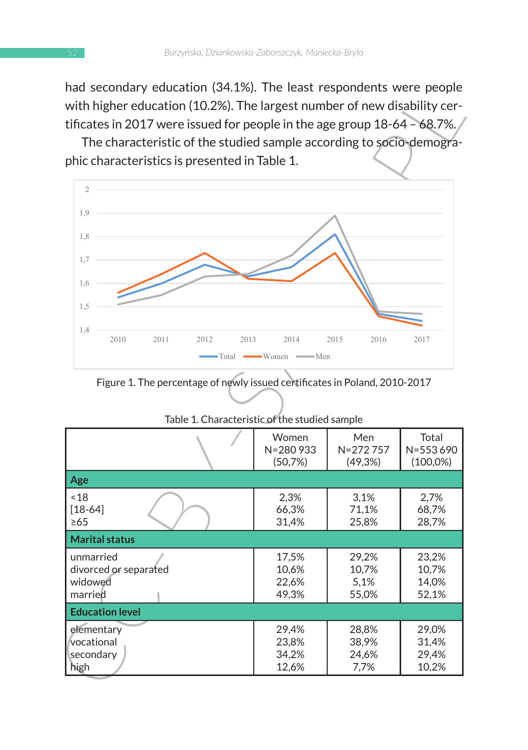had secondary education (34.1%). The least respondents were people with higher education (10.2%). The largest number of new disability certificates in 2017 were issued for people in the age group 18-64 – 68.7%.

The characteristic of the studied sample according to socio-demographic characteristics is presented in Table 1.

Figure 1. The percentage of newly issued certificates in Poland, 2010-2017

Table 1. Characteristic of the studied sample

| | Women N=280 933 (50,7%) | Men N=272 757 (49,3%) | Total N=553 690 (100,0%) |
|---|---|---|---|
| **Age** | | | |
| <18 | 2,3% | 3,1% | 2,7% |
| [18-64] | 66,3% | 71,1% | 68,7% |
| ≥65 | 31,4% | 25,8% | 28,7% |
| **Marital status** | | | |
| unmarried | 17,5% | 29,2% | 23,2% |
| divorced or separated | 10,6% | 10,7% | 10,7% |
| widowed | 22,6% | 5,1% | 14,0% |
| married | 49,3% | 55,0% | 52,1% |
| **Education level** | | | |
| elementary | 29,4% | 28,8% | 29,0% |
| vocational | 23,8% | 38,9% | 31,4% |
| secondary | 34,2% | 24,6% | 29,4% |
| high | 12,6% | 7,7% | 10,2% |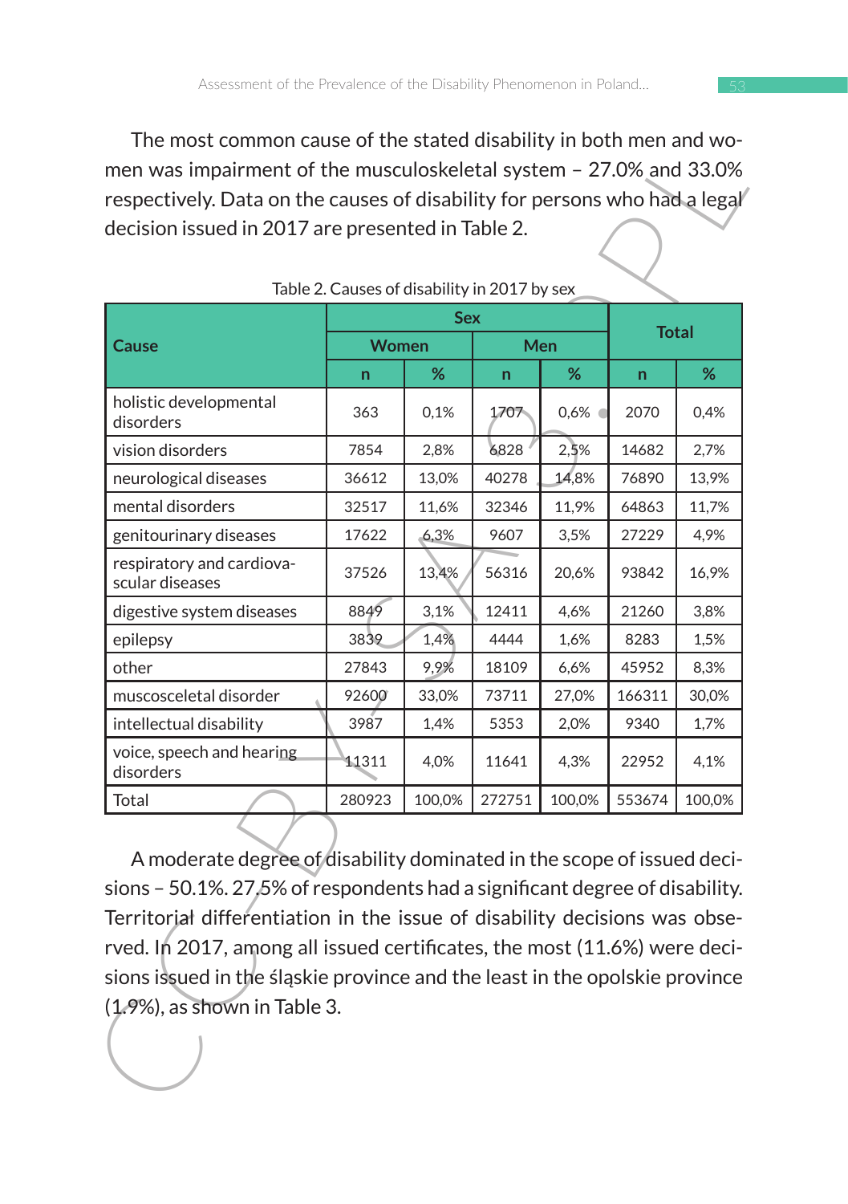The most common cause of the stated disability in both men and women was impairment of the musculoskeletal system – 27.0% and 33.0% respectively. Data on the causes of disability for persons who had a legal decision issued in 2017 are presented in Table 2.

Table 2. Causes of disability in 2017 by sex

| Cause | Sex | | | | Total | |
|---|---|---|---|---|---|---|
| | Women | | Men | | | |
| | n | % | n | % | n | % |
| holistic developmental disorders | 363 | 0,1% | 1707 | 0,6% | 2070 | 0,4% |
| vision disorders | 7854 | 2,8% | 6828 | 2,5% | 14682 | 2,7% |
| neurological diseases | 36612 | 13,0% | 40278 | 14,8% | 76890 | 13,9% |
| mental disorders | 32517 | 11,6% | 32346 | 11,9% | 64863 | 11,7% |
| genitourinary diseases | 17622 | 6,3% | 9607 | 3,5% | 27229 | 4,9% |
| respiratory and cardiovascular diseases | 37526 | 13,4% | 56316 | 20,6% | 93842 | 16,9% |
| digestive system diseases | 8849 | 3,1% | 12411 | 4,6% | 21260 | 3,8% |
| epilepsy | 3839 | 1,4% | 4444 | 1,6% | 8283 | 1,5% |
| other | 27843 | 9,9% | 18109 | 6,6% | 45952 | 8,3% |
| muscosceletal disorder | 92600 | 33,0% | 73711 | 27,0% | 166311 | 30,0% |
| intellectual disability | 3987 | 1,4% | 5353 | 2,0% | 9340 | 1,7% |
| voice, speech and hearing disorders | 11311 | 4,0% | 11641 | 4,3% | 22952 | 4,1% |
| Total | 280923 | 100,0% | 272751 | 100,0% | 553674 | 100,0% |

A moderate degree of disability dominated in the scope of issued decisions – 50.1%. 27.5% of respondents had a significant degree of disability. Territorial differentiation in the issue of disability decisions was observed. In 2017, among all issued certificates, the most (11.6%) were decisions issued in the śląskie province and the least in the opolskie province (1.9%), as shown in Table 3.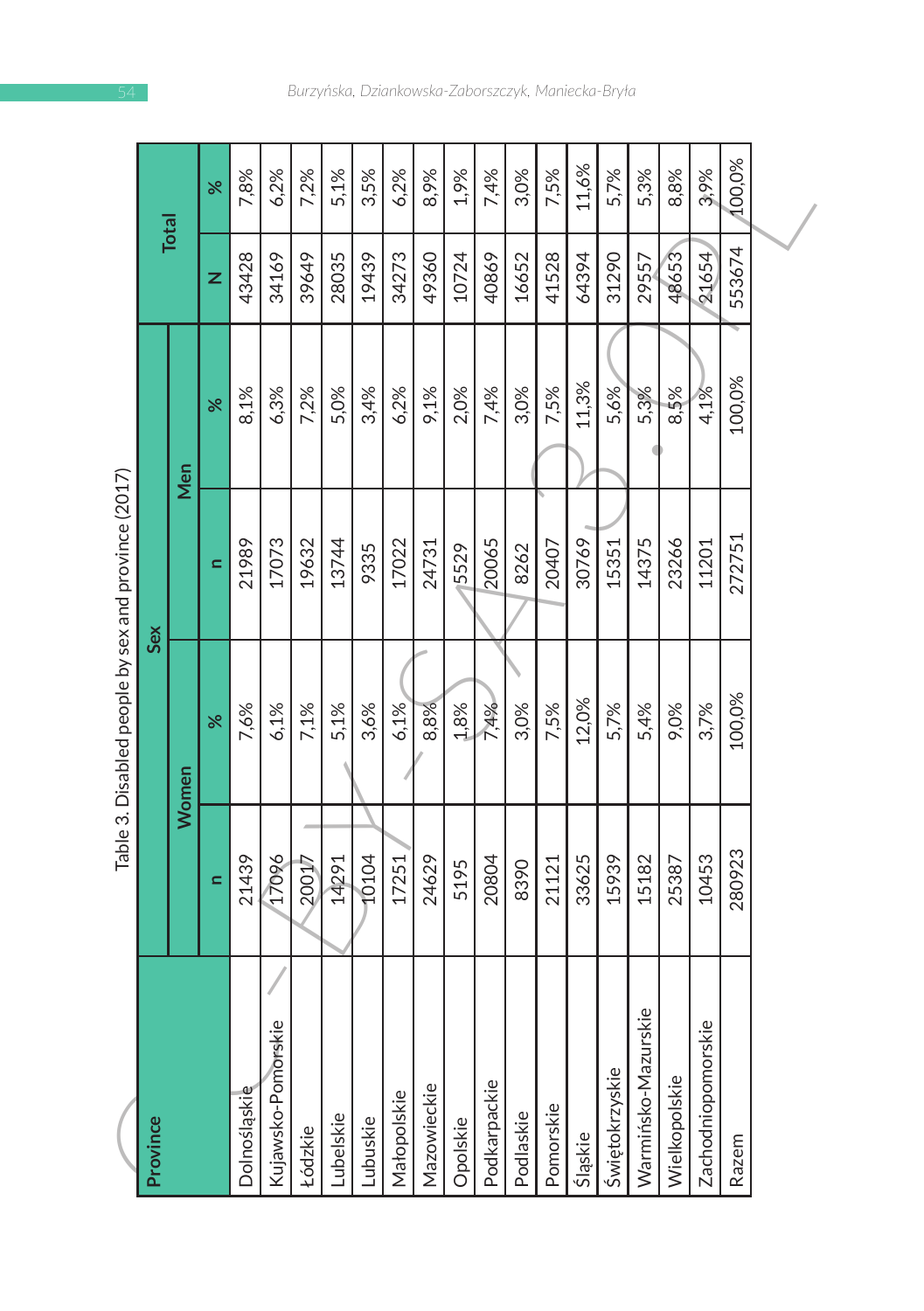Table 3. Disabled people by sex and province (2017)

| Province | Sex | | | | Total | |
|---|---|---|---|---|---|---|
| | Women | | Men | | | |
| | n | % | n | % | N | % |
| Dolnośląskie | 21439 | 7,6% | 21989 | 8,1% | 43428 | 7,8% |
| Kujawsko-Pomorskie | 17096 | 6,1% | 17073 | 6,3% | 34169 | 6,2% |
| Łódzkie | 20017 | 7,1% | 19632 | 7,2% | 39649 | 7,2% |
| Lubelskie | 14291 | 5,1% | 13744 | 5,0% | 28035 | 5,1% |
| Lubuskie | 10104 | 3,6% | 9335 | 3,4% | 19439 | 3,5% |
| Małopolskie | 17251 | 6,1% | 17022 | 6,2% | 34273 | 6,2% |
| Mazowieckie | 24629 | 8,8% | 24731 | 9,1% | 49360 | 8,9% |
| Opolskie | 5195 | 1,8% | 5529 | 2,0% | 10724 | 1,9% |
| Podkarpackie | 20804 | 7,4% | 20065 | 7,4% | 40869 | 7,4% |
| Podlaskie | 8390 | 3,0% | 8262 | 3,0% | 16652 | 3,0% |
| Pomorskie | 21121 | 7,5% | 20407 | 7,5% | 41528 | 7,5% |
| Śląskie | 33625 | 12,0% | 30769 | 11,3% | 64394 | 11,6% |
| Świętokrzyskie | 15939 | 5,7% | 15351 | 5,6% | 31290 | 5,7% |
| Warmińsko-Mazurskie | 15182 | 5,4% | 14375 | 5,3% | 29557 | 5,3% |
| Wielkopolskie | 25387 | 9,0% | 23266 | 8,5% | 48653 | 8,8% |
| Zachodniopomorskie | 10453 | 3,7% | 11201 | 4,1% | 21654 | 3,9% |
| Razem | 280923 | 100,0% | 272751 | 100,0% | 553674 | 100,0% |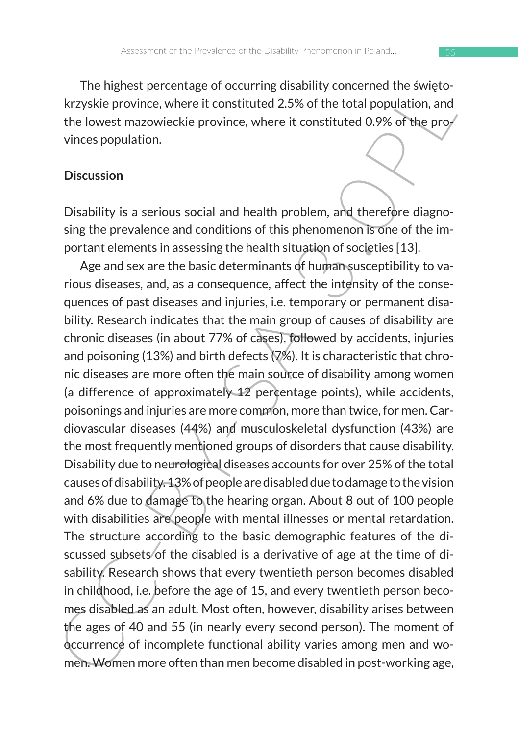The highest percentage of occurring disability concerned the świętokrzyskie province, where it constituted 2.5% of the total population, and the lowest mazowieckie province, where it constituted 0.9% of the provinces population.

## Discussion

Disability is a serious social and health problem, and therefore diagnosing the prevalence and conditions of this phenomenon is one of the important elements in assessing the health situation of societies [13].

Age and sex are the basic determinants of human susceptibility to various diseases, and, as a consequence, affect the intensity of the consequences of past diseases and injuries, i.e. temporary or permanent disability. Research indicates that the main group of causes of disability are chronic diseases (in about 77% of cases), followed by accidents, injuries and poisoning (13%) and birth defects (7%). It is characteristic that chronic diseases are more often the main source of disability among women (a difference of approximately 12 percentage points), while accidents, poisonings and injuries are more common, more than twice, for men. Cardiovascular diseases (44%) and musculoskeletal dysfunction (43%) are the most frequently mentioned groups of disorders that cause disability. Disability due to neurological diseases accounts for over 25% of the total causes of disability. 13% of people are disabled due to damage to the vision and 6% due to damage to the hearing organ. About 8 out of 100 people with disabilities are people with mental illnesses or mental retardation. The structure according to the basic demographic features of the discussed subsets of the disabled is a derivative of age at the time of disability. Research shows that every twentieth person becomes disabled in childhood, i.e. before the age of 15, and every twentieth person becomes disabled as an adult. Most often, however, disability arises between the ages of 40 and 55 (in nearly every second person). The moment of occurrence of incomplete functional ability varies among men and women. Women more often than men become disabled in post-working age,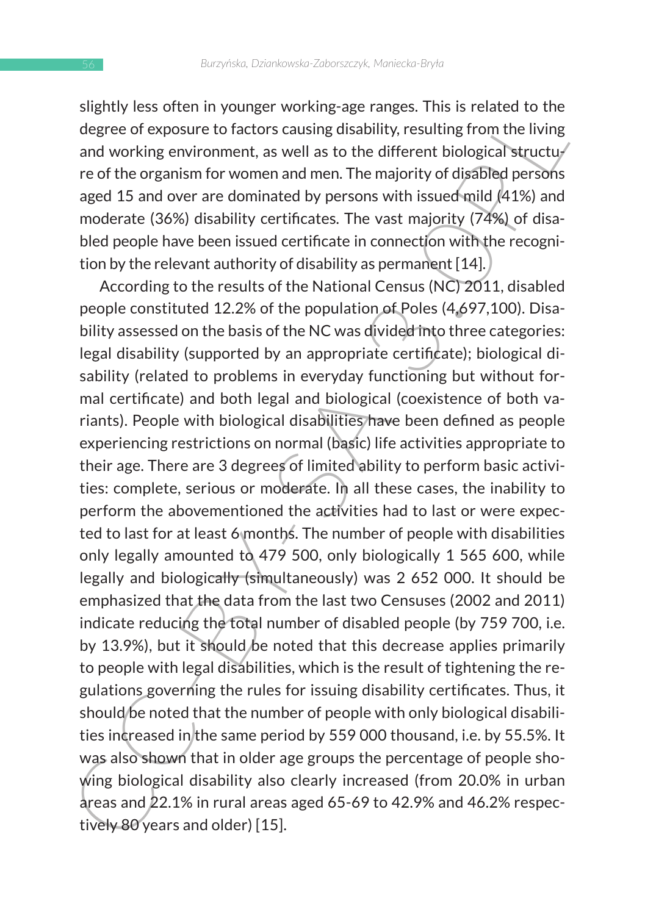slightly less often in younger working-age ranges. This is related to the degree of exposure to factors causing disability, resulting from the living and working environment, as well as to the different biological structure of the organism for women and men. The majority of disabled persons aged 15 and over are dominated by persons with issued mild (41%) and moderate (36%) disability certificates. The vast majority (74%) of disabled people have been issued certificate in connection with the recognition by the relevant authority of disability as permanent [14].

According to the results of the National Census (NC) 2011, disabled people constituted 12.2% of the population of Poles (4,697,100). Disability assessed on the basis of the NC was divided into three categories: legal disability (supported by an appropriate certificate); biological disability (related to problems in everyday functioning but without formal certificate) and both legal and biological (coexistence of both variants). People with biological disabilities have been defined as people experiencing restrictions on normal (basic) life activities appropriate to their age. There are 3 degrees of limited ability to perform basic activities: complete, serious or moderate. In all these cases, the inability to perform the abovementioned the activities had to last or were expected to last for at least 6 months. The number of people with disabilities only legally amounted to 479 500, only biologically 1 565 600, while legally and biologically (simultaneously) was 2 652 000. It should be emphasized that the data from the last two Censuses (2002 and 2011) indicate reducing the total number of disabled people (by 759 700, i.e. by 13.9%), but it should be noted that this decrease applies primarily to people with legal disabilities, which is the result of tightening the regulations governing the rules for issuing disability certificates. Thus, it should be noted that the number of people with only biological disabilities increased in the same period by 559 000 thousand, i.e. by 55.5%. It was also shown that in older age groups the percentage of people showing biological disability also clearly increased (from 20.0% in urban areas and 22.1% in rural areas aged 65-69 to 42.9% and 46.2% respectively 80 years and older) [15].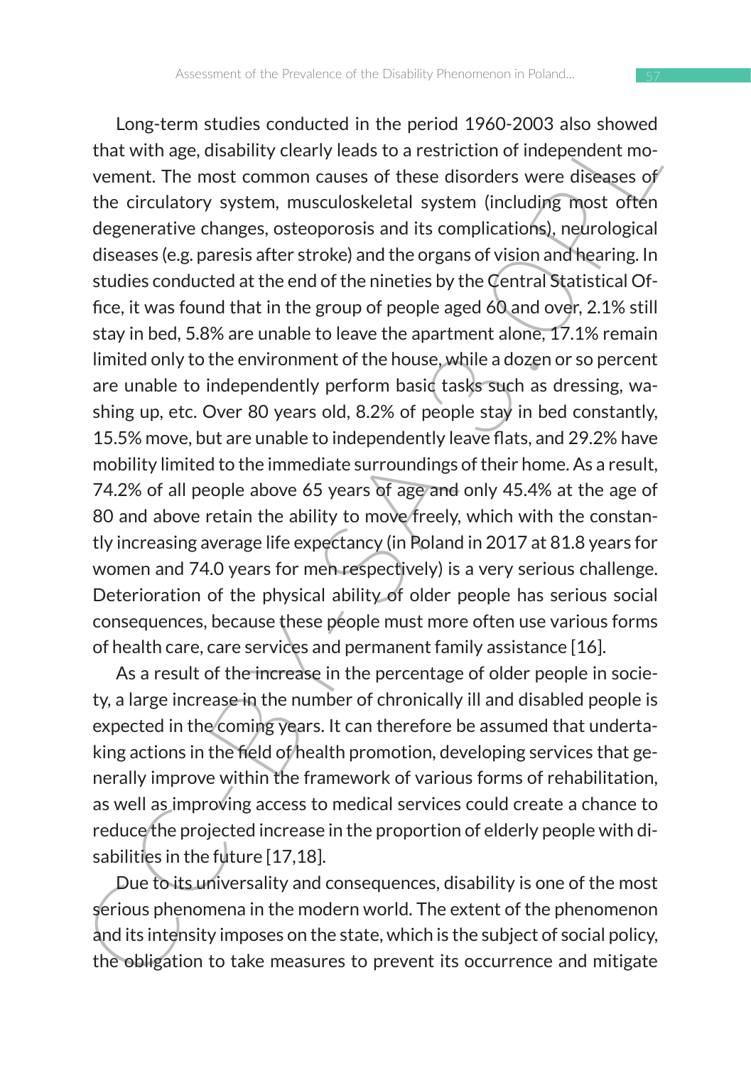Long-term studies conducted in the period 1960-2003 also showed that with age, disability clearly leads to a restriction of independent movement. The most common causes of these disorders were diseases of the circulatory system, musculoskeletal system (including most often degenerative changes, osteoporosis and its complications), neurological diseases (e.g. paresis after stroke) and the organs of vision and hearing. In studies conducted at the end of the nineties by the Central Statistical Office, it was found that in the group of people aged 60 and over, 2.1% still stay in bed, 5.8% are unable to leave the apartment alone, 17.1% remain limited only to the environment of the house, while a dozen or so percent are unable to independently perform basic tasks such as dressing, washing up, etc. Over 80 years old, 8.2% of people stay in bed constantly, 15.5% move, but are unable to independently leave flats, and 29.2% have mobility limited to the immediate surroundings of their home. As a result, 74.2% of all people above 65 years of age and only 45.4% at the age of 80 and above retain the ability to move freely, which with the constantly increasing average life expectancy (in Poland in 2017 at 81.8 years for women and 74.0 years for men respectively) is a very serious challenge. Deterioration of the physical ability of older people has serious social consequences, because these people must more often use various forms of health care, care services and permanent family assistance [16].

As a result of the increase in the percentage of older people in society, a large increase in the number of chronically ill and disabled people is expected in the coming years. It can therefore be assumed that undertaking actions in the field of health promotion, developing services that generally improve within the framework of various forms of rehabilitation, as well as improving access to medical services could create a chance to reduce the projected increase in the proportion of elderly people with disabilities in the future [17,18].

Due to its universality and consequences, disability is one of the most serious phenomena in the modern world. The extent of the phenomenon and its intensity imposes on the state, which is the subject of social policy, the obligation to take measures to prevent its occurrence and mitigate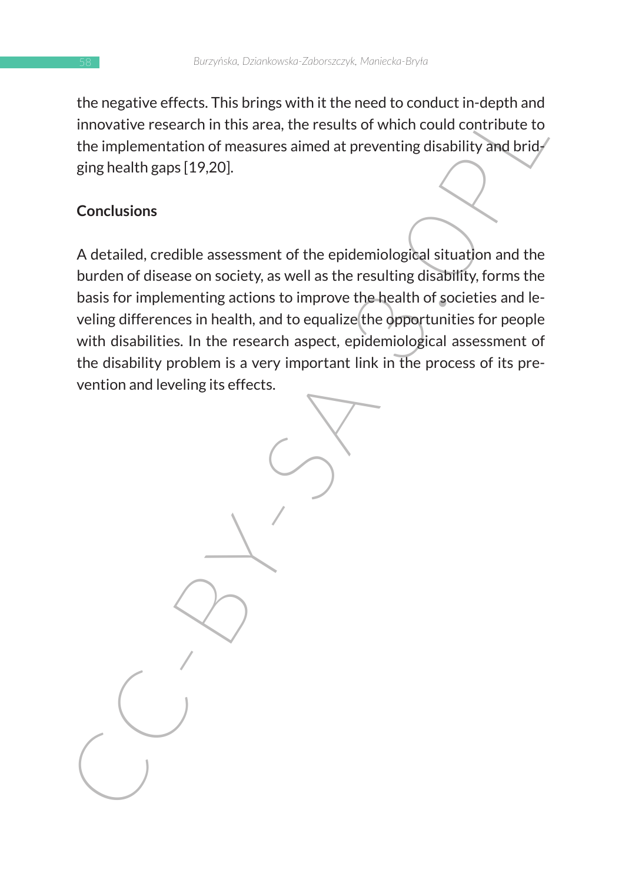the negative effects. This brings with it the need to conduct in-depth and innovative research in this area, the results of which could contribute to the implementation of measures aimed at preventing disability and bridging health gaps [19,20].

## Conclusions

A detailed, credible assessment of the epidemiological situation and the burden of disease on society, as well as the resulting disability, forms the basis for implementing actions to improve the health of societies and leveling differences in health, and to equalize the opportunities for people with disabilities. In the research aspect, epidemiological assessment of the disability problem is a very important link in the process of its prevention and leveling its effects.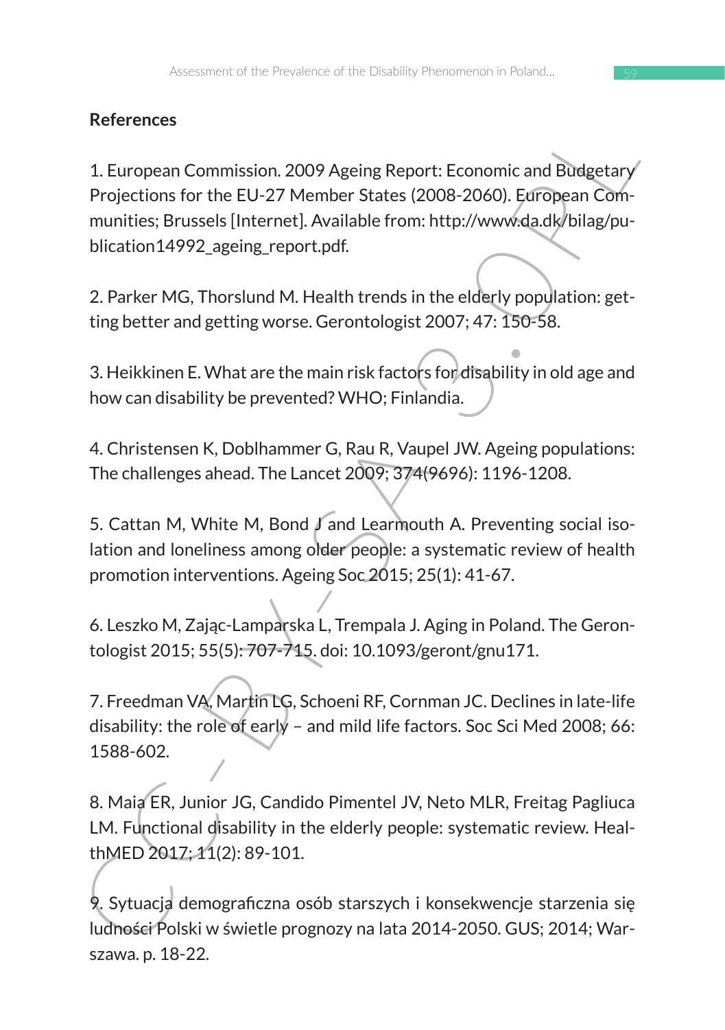**References**

1. European Commission. 2009 Ageing Report: Economic and Budgetary Projections for the EU-27 Member States (2008-2060). European Communities; Brussels [Internet]. Available from: http://www.da.dk/bilag/publication14992_ageing_report.pdf.

2. Parker MG, Thorslund M. Health trends in the elderly population: getting better and getting worse. Gerontologist 2007; 47: 150-58.

3. Heikkinen E. What are the main risk factors for disability in old age and how can disability be prevented? WHO; Finlandia.

4. Christensen K, Doblhammer G, Rau R, Vaupel JW. Ageing populations: The challenges ahead. The Lancet 2009; 374(9696): 1196-1208.

5. Cattan M, White M, Bond J and Learmouth A. Preventing social isolation and loneliness among older people: a systematic review of health promotion interventions. Ageing Soc 2015; 25(1): 41-67.

6. Leszko M, Zając-Lamparska L, Trempala J. Aging in Poland. The Gerontologist 2015; 55(5): 707-715. doi: 10.1093/geront/gnu171.

7. Freedman VA, Martin LG, Schoeni RF, Cornman JC. Declines in late-life disability: the role of early – and mild life factors. Soc Sci Med 2008; 66: 1588-602.

8. Maia ER, Junior JG, Candido Pimentel JV, Neto MLR, Freitag Pagliuca LM. Functional disability in the elderly people: systematic review. HealthMED 2017; 11(2): 89-101.

9. Sytuacja demograficzna osób starszych i konsekwencje starzenia się ludności Polski w świetle prognozy na lata 2014-2050. GUS; 2014; Warszawa. p. 18-22.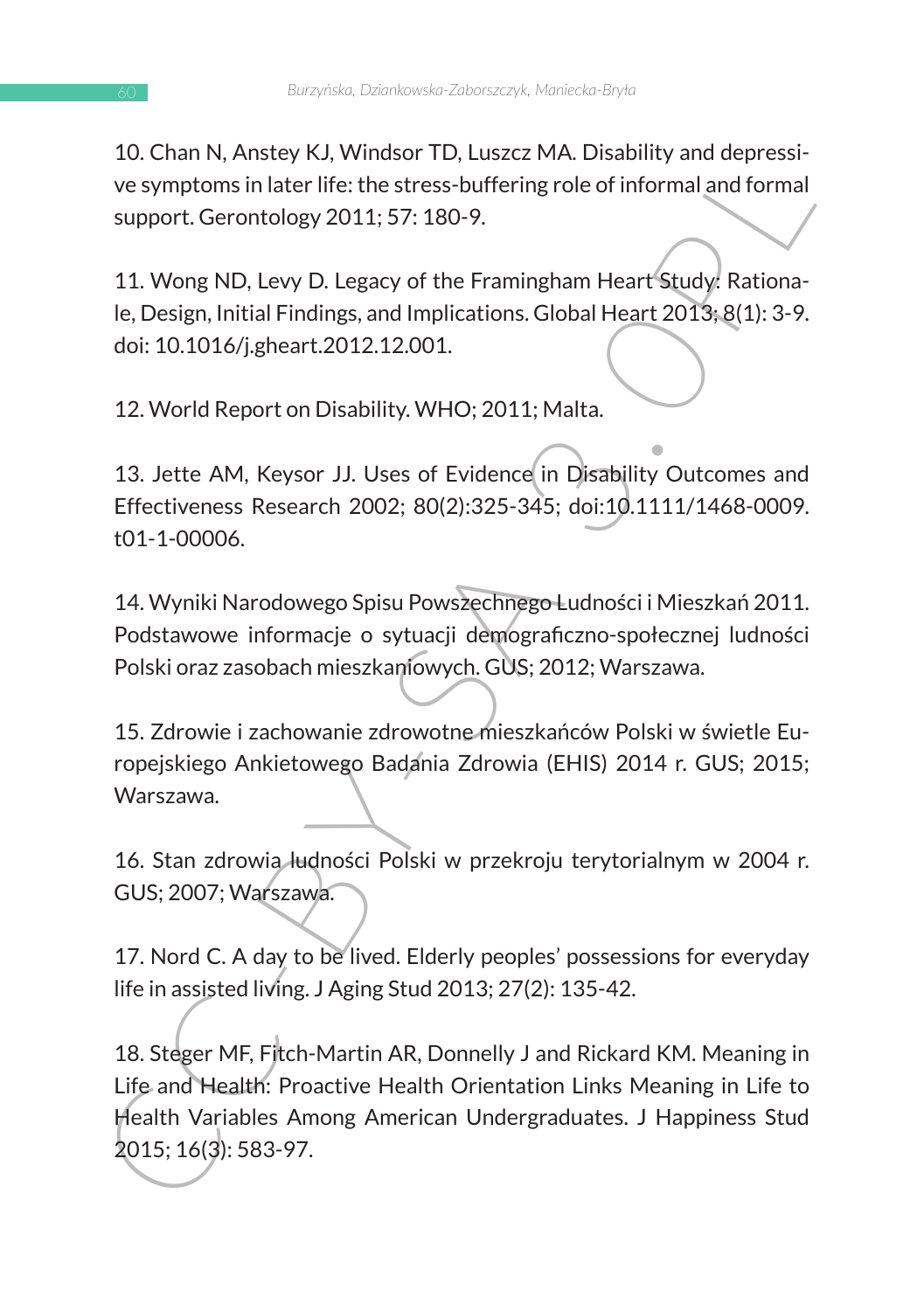10. Chan N, Anstey KJ, Windsor TD, Luszcz MA. Disability and depressive symptoms in later life: the stress-buffering role of informal and formal support. Gerontology 2011; 57: 180-9.

11. Wong ND, Levy D. Legacy of the Framingham Heart Study: Rationale, Design, Initial Findings, and Implications. Global Heart 2013; 8(1): 3-9. doi: 10.1016/j.gheart.2012.12.001.

12. World Report on Disability. WHO; 2011; Malta.

13. Jette AM, Keysor JJ. Uses of Evidence in Disability Outcomes and Effectiveness Research 2002; 80(2):325-345; doi:10.1111/1468-0009.t01-1-00006.

14. Wyniki Narodowego Spisu Powszechnego Ludności i Mieszkań 2011. Podstawowe informacje o sytuacji demograficzno-społecznej ludności Polski oraz zasobach mieszkaniowych. GUS; 2012; Warszawa.

15. Zdrowie i zachowanie zdrowotne mieszkańców Polski w świetle Europejskiego Ankietowego Badania Zdrowia (EHIS) 2014 r. GUS; 2015; Warszawa.

16. Stan zdrowia ludności Polski w przekroju terytorialnym w 2004 r. GUS; 2007; Warszawa.

17. Nord C. A day to be lived. Elderly peoples' possessions for everyday life in assisted living. J Aging Stud 2013; 27(2): 135-42.

18. Steger MF, Fitch-Martin AR, Donnelly J and Rickard KM. Meaning in Life and Health: Proactive Health Orientation Links Meaning in Life to Health Variables Among American Undergraduates. J Happiness Stud 2015; 16(3): 583-97.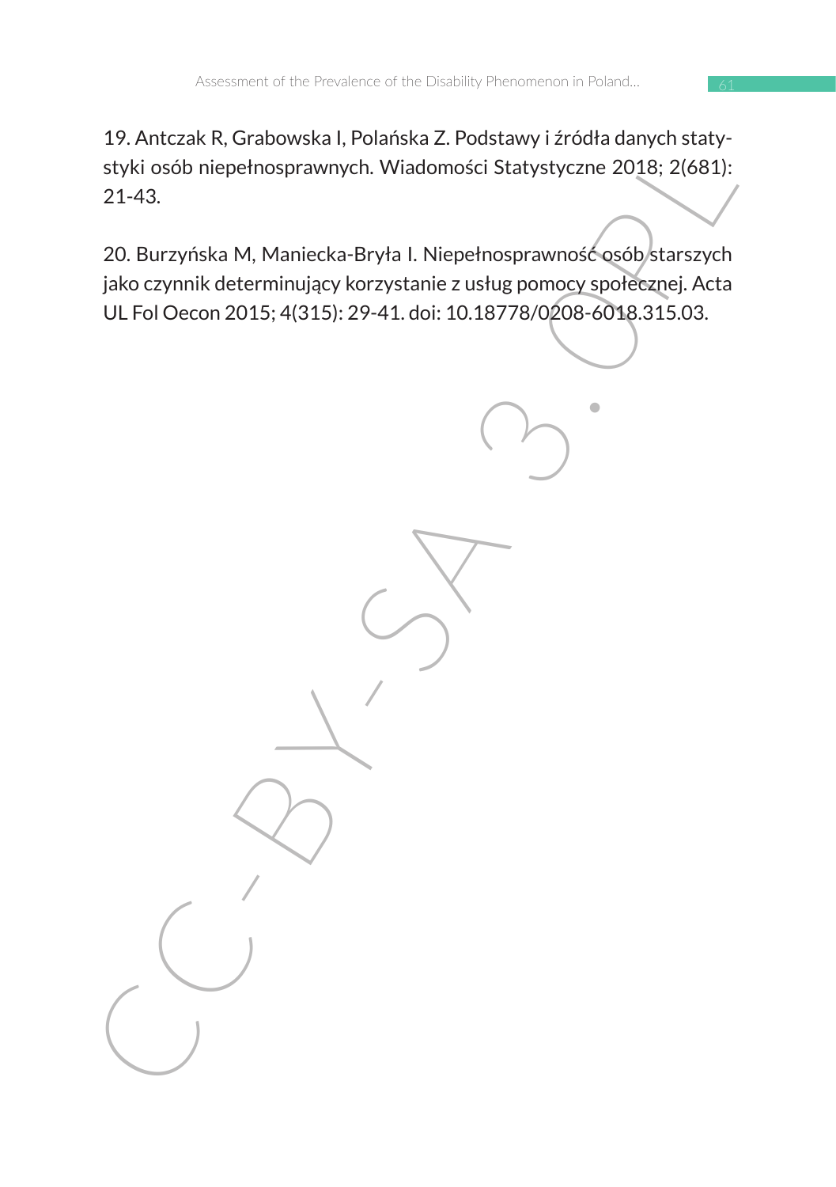19. Antczak R, Grabowska I, Polańska Z. Podstawy i źródła danych statystyki osób niepełnosprawnych. Wiadomości Statystyczne 2018; 2(681): 21-43.

20. Burzyńska M, Maniecka-Bryła I. Niepełnosprawność osób starszych jako czynnik determinujący korzystanie z usług pomocy społecznej. Acta UL Fol Oecon 2015; 4(315): 29-41. doi: 10.18778/0208-6018.315.03.